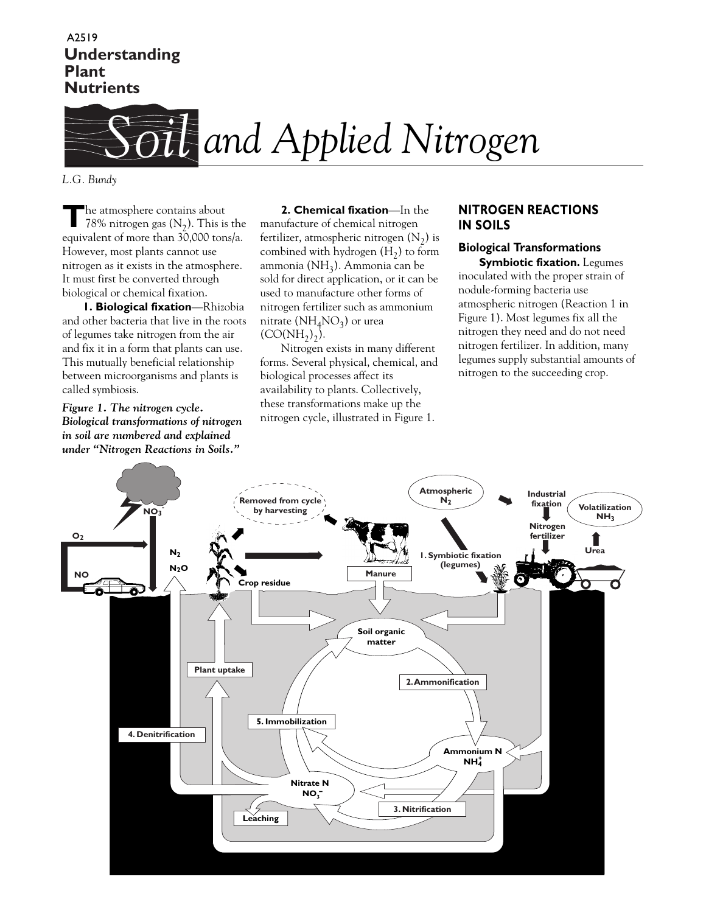A2519

**Understanding Plant Nutrients**

# Soil and Applied Nitrogen

*L.G. Bundy*

The atmosphere contains about 78% nitrogen gas ($N_2$). This is the equivalent of more than 30,000 tons/a. However, most plants cannot use nitrogen as it exists in the atmosphere. It must first be converted through biological or chemical fixation.

**1. Biological fixation**—Rhizobia and other bacteria that live in the roots of legumes take nitrogen from the air and fix it in a form that plants can use. This mutually beneficial relationship between microorganisms and plants is called symbiosis.

*Figure 1. The nitrogen cycle. Biological transformations of nitrogen in soil are numbered and explained under "Nitrogen Reactions in Soils."*

**2. Chemical fixation**—In the manufacture of chemical nitrogen fertilizer, atmospheric nitrogen ($N_2$) is combined with hydrogen ($H_2$) to form ammonia ($NH_3$). Ammonia can be sold for direct application, or it can be used to manufacture other forms of nitrogen fertilizer such as ammonium nitrate ($NH_4NO_3$) or urea ($CO(NH_2)_2$).

Nitrogen exists in many different forms. Several physical, chemical, and biological processes affect its availability to plants. Collectively, these transformations make up the nitrogen cycle, illustrated in Figure 1.

## NITROGEN REACTIONS IN SOILS

### Biological Transformations

**Symbiotic fixation.** Legumes inoculated with the proper strain of nodule-forming bacteria use atmospheric nitrogen (Reaction 1 in Figure 1). Most legumes fix all the nitrogen they need and do not need nitrogen fertilizer. In addition, many legumes supply substantial amounts of nitrogen to the succeeding crop.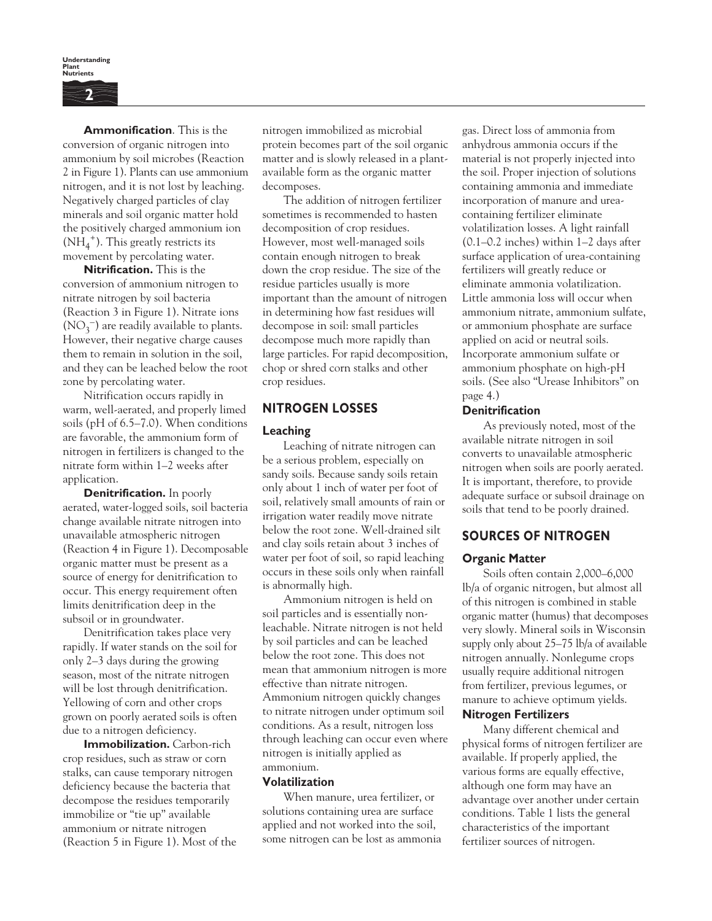**Ammonification**. This is the conversion of organic nitrogen into ammonium by soil microbes (Reaction 2 in Figure 1). Plants can use ammonium nitrogen, and it is not lost by leaching. Negatively charged particles of clay minerals and soil organic matter hold the positively charged ammonium ion ($NH_4^+$). This greatly restricts its movement by percolating water.

**Nitrification.** This is the conversion of ammonium nitrogen to nitrate nitrogen by soil bacteria (Reaction 3 in Figure 1). Nitrate ions ($NO_3^-$) are readily available to plants. However, their negative charge causes them to remain in solution in the soil, and they can be leached below the root zone by percolating water.

Nitrification occurs rapidly in warm, well-aerated, and properly limed soils (pH of 6.5–7.0). When conditions are favorable, the ammonium form of nitrogen in fertilizers is changed to the nitrate form within 1–2 weeks after application.

**Denitrification.** In poorly aerated, water-logged soils, soil bacteria change available nitrate nitrogen into unavailable atmospheric nitrogen (Reaction 4 in Figure 1). Decomposable organic matter must be present as a source of energy for denitrification to occur. This energy requirement often limits denitrification deep in the subsoil or in groundwater.

Denitrification takes place very rapidly. If water stands on the soil for only 2–3 days during the growing season, most of the nitrate nitrogen will be lost through denitrification. Yellowing of corn and other crops grown on poorly aerated soils is often due to a nitrogen deficiency.

**Immobilization.** Carbon-rich crop residues, such as straw or corn stalks, can cause temporary nitrogen deficiency because the bacteria that decompose the residues temporarily immobilize or "tie up" available ammonium or nitrate nitrogen (Reaction 5 in Figure 1). Most of the nitrogen immobilized as microbial protein becomes part of the soil organic matter and is slowly released in a plant-available form as the organic matter decomposes.

The addition of nitrogen fertilizer sometimes is recommended to hasten decomposition of crop residues. However, most well-managed soils contain enough nitrogen to break down the crop residue. The size of the residue particles usually is more important than the amount of nitrogen in determining how fast residues will decompose in soil: small particles decompose much more rapidly than large particles. For rapid decomposition, chop or shred corn stalks and other crop residues.

## NITROGEN LOSSES

### Leaching

Leaching of nitrate nitrogen can be a serious problem, especially on sandy soils. Because sandy soils retain only about 1 inch of water per foot of soil, relatively small amounts of rain or irrigation water readily move nitrate below the root zone. Well-drained silt and clay soils retain about 3 inches of water per foot of soil, so rapid leaching occurs in these soils only when rainfall is abnormally high.

Ammonium nitrogen is held on soil particles and is essentially non-leachable. Nitrate nitrogen is not held by soil particles and can be leached below the root zone. This does not mean that ammonium nitrogen is more effective than nitrate nitrogen. Ammonium nitrogen quickly changes to nitrate nitrogen under optimum soil conditions. As a result, nitrogen loss through leaching can occur even where nitrogen is initially applied as ammonium.

### Volatilization

When manure, urea fertilizer, or solutions containing urea are surface applied and not worked into the soil, some nitrogen can be lost as ammonia gas. Direct loss of ammonia from anhydrous ammonia occurs if the material is not properly injected into the soil. Proper injection of solutions containing ammonia and immediate incorporation of manure and urea-containing fertilizer eliminate volatilization losses. A light rainfall (0.1–0.2 inches) within 1–2 days after surface application of urea-containing fertilizers will greatly reduce or eliminate ammonia volatilization. Little ammonia loss will occur when ammonium nitrate, ammonium sulfate, or ammonium phosphate are surface applied on acid or neutral soils. Incorporate ammonium sulfate or ammonium phosphate on high-pH soils. (See also "Urease Inhibitors" on page 4.)

### Denitrification

As previously noted, most of the available nitrate nitrogen in soil converts to unavailable atmospheric nitrogen when soils are poorly aerated. It is important, therefore, to provide adequate surface or subsoil drainage on soils that tend to be poorly drained.

## SOURCES OF NITROGEN

### Organic Matter

Soils often contain 2,000–6,000 lb/a of organic nitrogen, but almost all of this nitrogen is combined in stable organic matter (humus) that decomposes very slowly. Mineral soils in Wisconsin supply only about 25–75 lb/a of available nitrogen annually. Nonlegume crops usually require additional nitrogen from fertilizer, previous legumes, or manure to achieve optimum yields.

### Nitrogen Fertilizers

Many different chemical and physical forms of nitrogen fertilizer are available. If properly applied, the various forms are equally effective, although one form may have an advantage over another under certain conditions. Table 1 lists the general characteristics of the important fertilizer sources of nitrogen.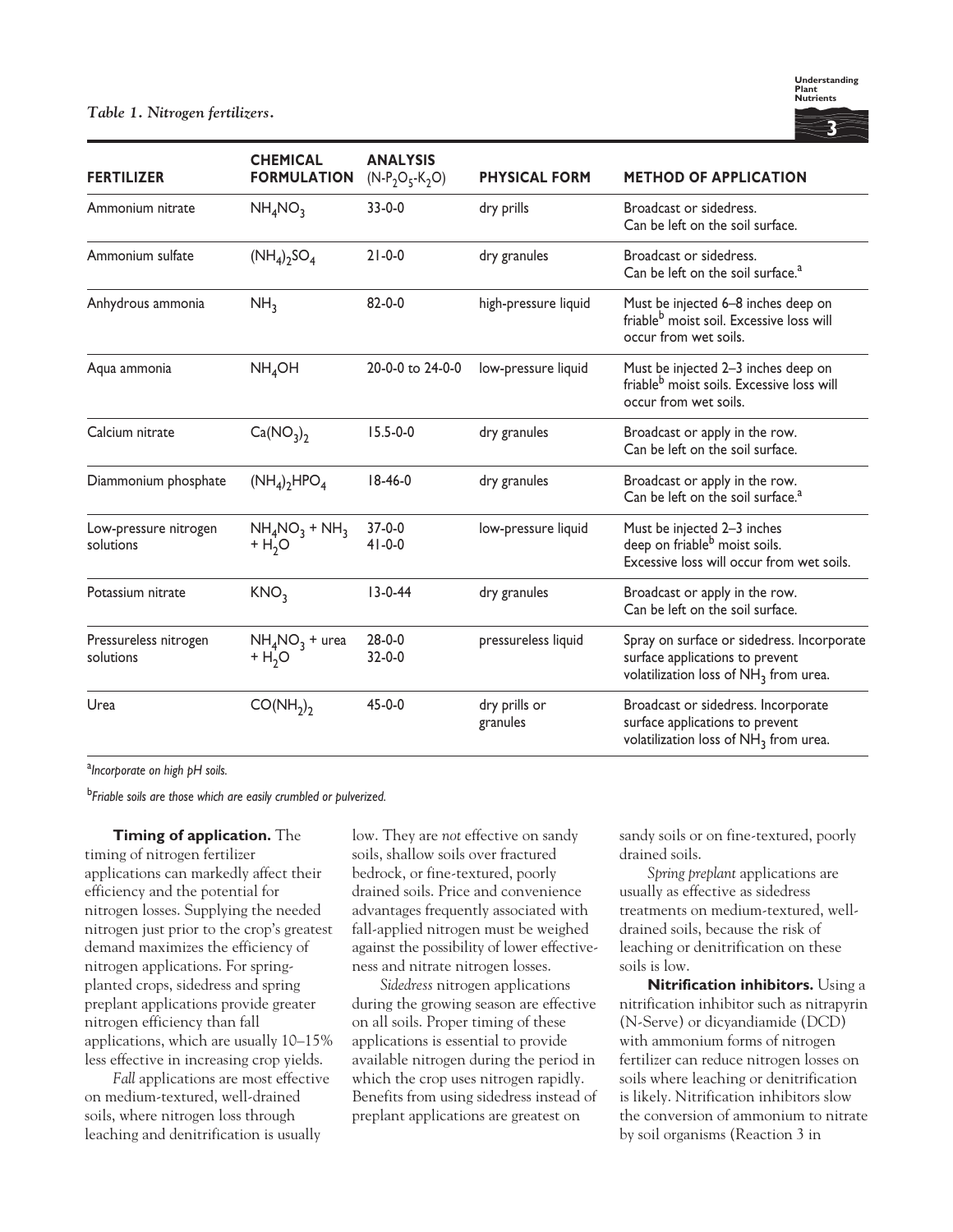*Table 1. Nitrogen fertilizers.*

| FERTILIZER | CHEMICAL FORMULATION | ANALYSIS ($N$-$P_2O_5$-$K_2O$) | PHYSICAL FORM | METHOD OF APPLICATION |
|---|---|---|---|---|
| Ammonium nitrate | $NH_4NO_3$ | 33-0-0 | dry prills | Broadcast or sidedress. Can be left on the soil surface. |
| Ammonium sulfate | $(NH_4)_2SO_4$ | 21-0-0 | dry granules | Broadcast or sidedress. Can be left on the soil surface.[a] |
| Anhydrous ammonia | $NH_3$ | 82-0-0 | high-pressure liquid | Must be injected 6–8 inches deep on friable[b] moist soil. Excessive loss will occur from wet soils. |
| Aqua ammonia | $NH_4OH$ | 20-0-0 to 24-0-0 | low-pressure liquid | Must be injected 2–3 inches deep on friable[b] moist soils. Excessive loss will occur from wet soils. |
| Calcium nitrate | $Ca(NO_3)_2$ | 15.5-0-0 | dry granules | Broadcast or apply in the row. Can be left on the soil surface. |
| Diammonium phosphate | $(NH_4)_2HPO_4$ | 18-46-0 | dry granules | Broadcast or apply in the row. Can be left on the soil surface.[a] |
| Low-pressure nitrogen solutions | $NH_4NO_3 + NH_3 + H_2O$ | 37-0-0<br>41-0-0 | low-pressure liquid | Must be injected 2–3 inches deep on friable[b] moist soils. Excessive loss will occur from wet soils. |
| Potassium nitrate | $KNO_3$ | 13-0-44 | dry granules | Broadcast or apply in the row. Can be left on the soil surface. |
| Pressureless nitrogen solutions | $NH_4NO_3$ + urea + $H_2O$ | 28-0-0<br>32-0-0 | pressureless liquid | Spray on surface or sidedress. Incorporate surface applications to prevent volatilization loss of $NH_3$ from urea. |
| Urea | $CO(NH_2)_2$ | 45-0-0 | dry prills or granules | Broadcast or sidedress. Incorporate surface applications to prevent volatilization loss of $NH_3$ from urea. |

[a]*Incorporate on high pH soils.*

[b]*Friable soils are those which are easily crumbled or pulverized.*

**Timing of application.** The timing of nitrogen fertilizer applications can markedly affect their efficiency and the potential for nitrogen losses. Supplying the needed nitrogen just prior to the crop's greatest demand maximizes the efficiency of nitrogen applications. For spring-planted crops, sidedress and spring preplant applications provide greater nitrogen efficiency than fall applications, which are usually 10–15% less effective in increasing crop yields.

*Fall* applications are most effective on medium-textured, well-drained soils, where nitrogen loss through leaching and denitrification is usually low. They are *not* effective on sandy soils, shallow soils over fractured bedrock, or fine-textured, poorly drained soils. Price and convenience advantages frequently associated with fall-applied nitrogen must be weighed against the possibility of lower effectiveness and nitrate nitrogen losses.

*Sidedress* nitrogen applications during the growing season are effective on all soils. Proper timing of these applications is essential to provide available nitrogen during the period in which the crop uses nitrogen rapidly. Benefits from using sidedress instead of preplant applications are greatest on sandy soils or on fine-textured, poorly drained soils.

*Spring preplant* applications are usually as effective as sidedress treatments on medium-textured, well-drained soils, because the risk of leaching or denitrification on these soils is low.

**Nitrification inhibitors.** Using a nitrification inhibitor such as nitrapyrin (N-Serve) or dicyandiamide (DCD) with ammonium forms of nitrogen fertilizer can reduce nitrogen losses on soils where leaching or denitrification is likely. Nitrification inhibitors slow the conversion of ammonium to nitrate by soil organisms (Reaction 3 in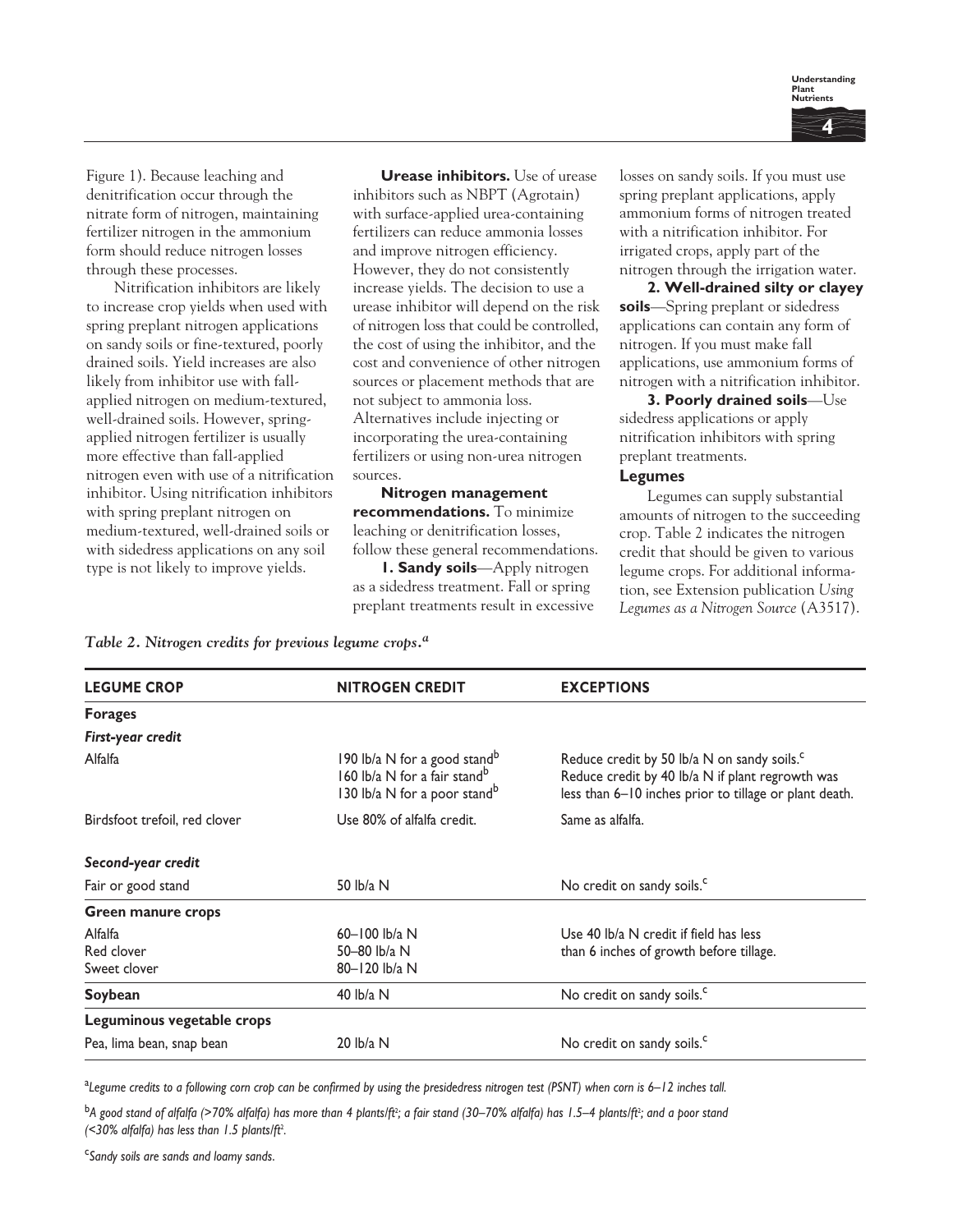Figure 1). Because leaching and denitrification occur through the nitrate form of nitrogen, maintaining fertilizer nitrogen in the ammonium form should reduce nitrogen losses through these processes.

Nitrification inhibitors are likely to increase crop yields when used with spring preplant nitrogen applications on sandy soils or fine-textured, poorly drained soils. Yield increases are also likely from inhibitor use with fall-applied nitrogen on medium-textured, well-drained soils. However, spring-applied nitrogen fertilizer is usually more effective than fall-applied nitrogen even with use of a nitrification inhibitor. Using nitrification inhibitors with spring preplant nitrogen on medium-textured, well-drained soils or with sidedress applications on any soil type is not likely to improve yields.

**Urease inhibitors.** Use of urease inhibitors such as NBPT (Agrotain) with surface-applied urea-containing fertilizers can reduce ammonia losses and improve nitrogen efficiency. However, they do not consistently increase yields. The decision to use a urease inhibitor will depend on the risk of nitrogen loss that could be controlled, the cost of using the inhibitor, and the cost and convenience of other nitrogen sources or placement methods that are not subject to ammonia loss. Alternatives include injecting or incorporating the urea-containing fertilizers or using non-urea nitrogen sources.

**Nitrogen management recommendations.** To minimize leaching or denitrification losses, follow these general recommendations.

**1. Sandy soils**—Apply nitrogen as a sidedress treatment. Fall or spring preplant treatments result in excessive losses on sandy soils. If you must use spring preplant applications, apply ammonium forms of nitrogen treated with a nitrification inhibitor. For irrigated crops, apply part of the nitrogen through the irrigation water.

**2. Well-drained silty or clayey soils**—Spring preplant or sidedress applications can contain any form of nitrogen. If you must make fall applications, use ammonium forms of nitrogen with a nitrification inhibitor.

**3. Poorly drained soils**—Use sidedress applications or apply nitrification inhibitors with spring preplant treatments.

### Legumes

Legumes can supply substantial amounts of nitrogen to the succeeding crop. Table 2 indicates the nitrogen credit that should be given to various legume crops. For additional information, see Extension publication *Using Legumes as a Nitrogen Source* (A3517).

*Table 2. Nitrogen credits for previous legume crops.*[a]

| LEGUME CROP | NITROGEN CREDIT | EXCEPTIONS |
|---|---|---|
| **Forages** | | |
| ***First-year credit*** | | |
| Alfalfa | 190 lb/a N for a good stand[b]<br>160 lb/a N for a fair stand[b]<br>130 lb/a N for a poor stand[b] | Reduce credit by 50 lb/a N on sandy soils.[c]<br>Reduce credit by 40 lb/a N if plant regrowth was less than 6–10 inches prior to tillage or plant death. |
| Birdsfoot trefoil, red clover | Use 80% of alfalfa credit. | Same as alfalfa. |
| ***Second-year credit*** | | |
| Fair or good stand | 50 lb/a N | No credit on sandy soils.[c] |
| **Green manure crops** | | |
| Alfalfa | 60–100 lb/a N | Use 40 lb/a N credit if field has less than 6 inches of growth before tillage. |
| Red clover | 50–80 lb/a N | |
| Sweet clover | 80–120 lb/a N | |
| **Soybean** | 40 lb/a N | No credit on sandy soils.[c] |
| **Leguminous vegetable crops** | | |
| Pea, lima bean, snap bean | 20 lb/a N | No credit on sandy soils.[c] |

[a]*Legume credits to a following corn crop can be confirmed by using the presidedress nitrogen test (PSNT) when corn is 6–12 inches tall.*

[b]*A good stand of alfalfa (>70% alfalfa) has more than 4 plants/ft²; a fair stand (30–70% alfalfa) has 1.5–4 plants/ft²; and a poor stand (<30% alfalfa) has less than 1.5 plants/ft².*

[c]*Sandy soils are sands and loamy sands.*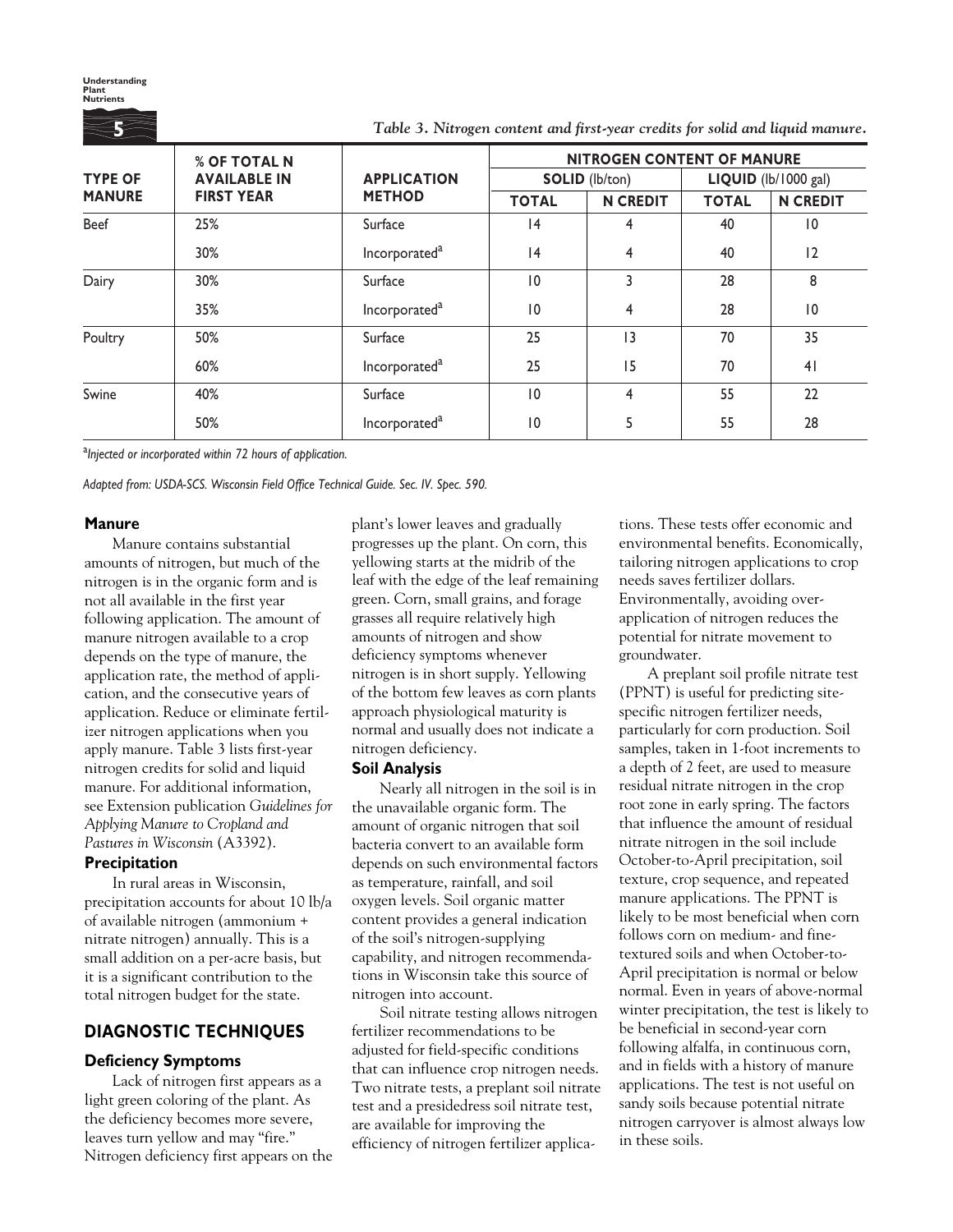*Table 3. Nitrogen content and first-year credits for solid and liquid manure.*

| TYPE OF MANURE | % OF TOTAL N AVAILABLE IN FIRST YEAR | APPLICATION METHOD | NITROGEN CONTENT OF MANURE | | | |
|---|---|---|---|---|---|---|
| | | | SOLID (lb/ton) | | LIQUID (lb/1000 gal) | |
| | | | TOTAL | N CREDIT | TOTAL | N CREDIT |
| Beef | 25% | Surface | 14 | 4 | 40 | 10 |
| | 30% | Incorporated[a] | 14 | 4 | 40 | 12 |
| Dairy | 30% | Surface | 10 | 3 | 28 | 8 |
| | 35% | Incorporated[a] | 10 | 4 | 28 | 10 |
| Poultry | 50% | Surface | 25 | 13 | 70 | 35 |
| | 60% | Incorporated[a] | 25 | 15 | 70 | 41 |
| Swine | 40% | Surface | 10 | 4 | 55 | 22 |
| | 50% | Incorporated[a] | 10 | 5 | 55 | 28 |

[a]*Injected or incorporated within 72 hours of application.*

*Adapted from: USDA-SCS. Wisconsin Field Office Technical Guide. Sec. IV. Spec. 590.*

### Manure

Manure contains substantial amounts of nitrogen, but much of the nitrogen is in the organic form and is not all available in the first year following application. The amount of manure nitrogen available to a crop depends on the type of manure, the application rate, the method of application, and the consecutive years of application. Reduce or eliminate fertilizer nitrogen applications when you apply manure. Table 3 lists first-year nitrogen credits for solid and liquid manure. For additional information, see Extension publication *Guidelines for Applying Manure to Cropland and Pastures in Wisconsin* (A3392).

### Precipitation

In rural areas in Wisconsin, precipitation accounts for about 10 lb/a of available nitrogen (ammonium + nitrate nitrogen) annually. This is a small addition on a per-acre basis, but it is a significant contribution to the total nitrogen budget for the state.

## DIAGNOSTIC TECHNIQUES

### Deficiency Symptoms

Lack of nitrogen first appears as a light green coloring of the plant. As the deficiency becomes more severe, leaves turn yellow and may "fire." Nitrogen deficiency first appears on the plant's lower leaves and gradually progresses up the plant. On corn, this yellowing starts at the midrib of the leaf with the edge of the leaf remaining green. Corn, small grains, and forage grasses all require relatively high amounts of nitrogen and show deficiency symptoms whenever nitrogen is in short supply. Yellowing of the bottom few leaves as corn plants approach physiological maturity is normal and usually does not indicate a nitrogen deficiency.

### Soil Analysis

Nearly all nitrogen in the soil is in the unavailable organic form. The amount of organic nitrogen that soil bacteria convert to an available form depends on such environmental factors as temperature, rainfall, and soil oxygen levels. Soil organic matter content provides a general indication of the soil's nitrogen-supplying capability, and nitrogen recommendations in Wisconsin take this source of nitrogen into account.

Soil nitrate testing allows nitrogen fertilizer recommendations to be adjusted for field-specific conditions that can influence crop nitrogen needs. Two nitrate tests, a preplant soil nitrate test and a presidedress soil nitrate test, are available for improving the efficiency of nitrogen fertilizer applications. These tests offer economic and environmental benefits. Economically, tailoring nitrogen applications to crop needs saves fertilizer dollars. Environmentally, avoiding over-application of nitrogen reduces the potential for nitrate movement to groundwater.

A preplant soil profile nitrate test (PPNT) is useful for predicting site-specific nitrogen fertilizer needs, particularly for corn production. Soil samples, taken in 1-foot increments to a depth of 2 feet, are used to measure residual nitrate nitrogen in the crop root zone in early spring. The factors that influence the amount of residual nitrate nitrogen in the soil include October-to-April precipitation, soil texture, crop sequence, and repeated manure applications. The PPNT is likely to be most beneficial when corn follows corn on medium- and fine-textured soils and when October-to-April precipitation is normal or below normal. Even in years of above-normal winter precipitation, the test is likely to be beneficial in second-year corn following alfalfa, in continuous corn, and in fields with a history of manure applications. The test is not useful on sandy soils because potential nitrate nitrogen carryover is almost always low in these soils.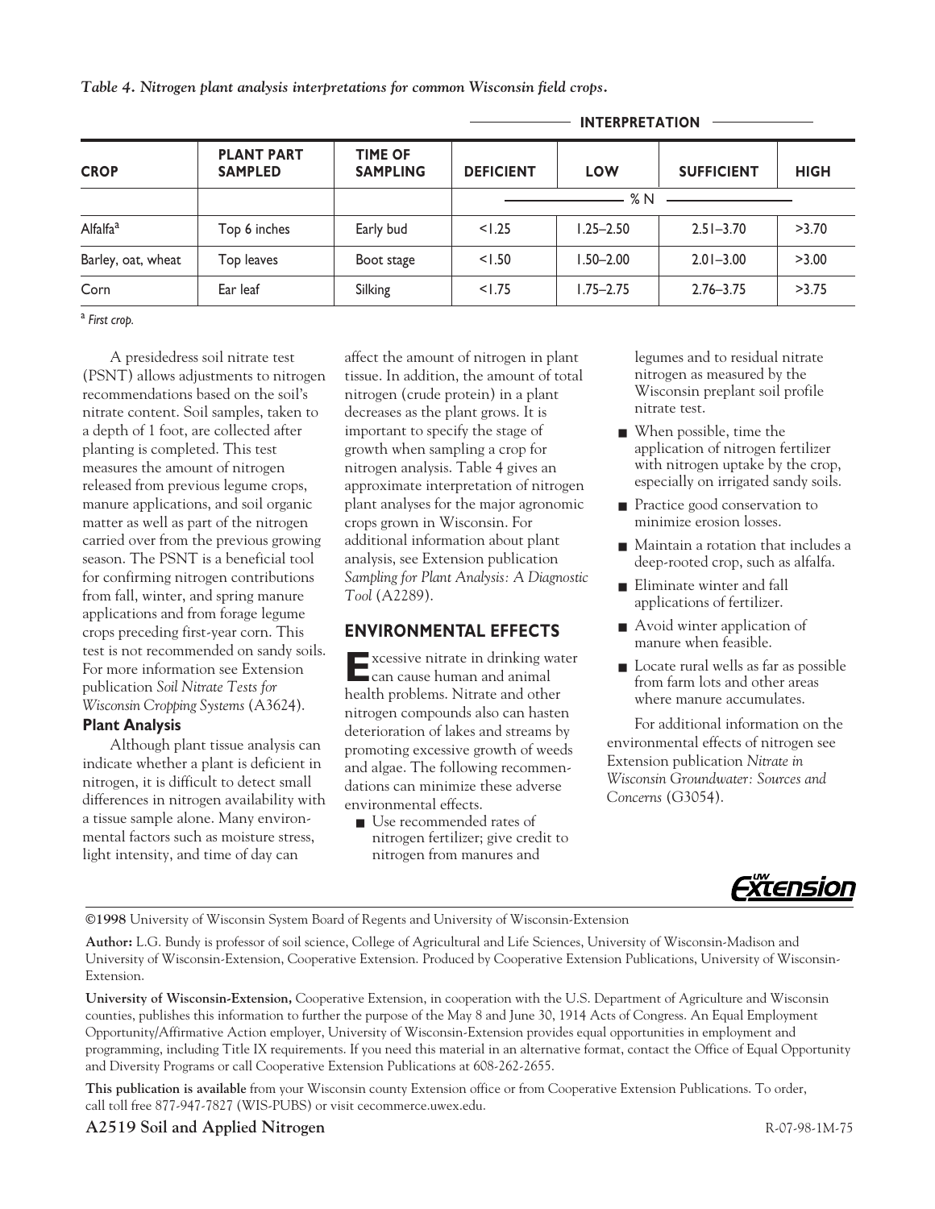*Table 4. Nitrogen plant analysis interpretations for common Wisconsin field crops.*

| CROP | PLANT PART SAMPLED | TIME OF SAMPLING | INTERPRETATION | | | |
|---|---|---|---|---|---|---|
| | | | DEFICIENT | LOW | SUFFICIENT | HIGH |
| | | | % N | | | |
| Alfalfa[a] | Top 6 inches | Early bud | <1.25 | 1.25–2.50 | 2.51–3.70 | >3.70 |
| Barley, oat, wheat | Top leaves | Boot stage | <1.50 | 1.50–2.00 | 2.01–3.00 | >3.00 |
| Corn | Ear leaf | Silking | <1.75 | 1.75–2.75 | 2.76–3.75 | >3.75 |

[a] *First crop.*

A presidedress soil nitrate test (PSNT) allows adjustments to nitrogen recommendations based on the soil's nitrate content. Soil samples, taken to a depth of 1 foot, are collected after planting is completed. This test measures the amount of nitrogen released from previous legume crops, manure applications, and soil organic matter as well as part of the nitrogen carried over from the previous growing season. The PSNT is a beneficial tool for confirming nitrogen contributions from fall, winter, and spring manure applications and from forage legume crops preceding first-year corn. This test is not recommended on sandy soils. For more information see Extension publication *Soil Nitrate Tests for Wisconsin Cropping Systems* (A3624).

### Plant Analysis

Although plant tissue analysis can indicate whether a plant is deficient in nitrogen, it is difficult to detect small differences in nitrogen availability with a tissue sample alone. Many environmental factors such as moisture stress, light intensity, and time of day can affect the amount of nitrogen in plant tissue. In addition, the amount of total nitrogen (crude protein) in a plant decreases as the plant grows. It is important to specify the stage of growth when sampling a crop for nitrogen analysis. Table 4 gives an approximate interpretation of nitrogen plant analyses for the major agronomic crops grown in Wisconsin. For additional information about plant analysis, see Extension publication *Sampling for Plant Analysis: A Diagnostic Tool* (A2289).

## ENVIRONMENTAL EFFECTS

Excessive nitrate in drinking water can cause human and animal health problems. Nitrate and other nitrogen compounds also can hasten deterioration of lakes and streams by promoting excessive growth of weeds and algae. The following recommendations can minimize these adverse environmental effects.

- Use recommended rates of nitrogen fertilizer; give credit to nitrogen from manures and legumes and to residual nitrate nitrogen as measured by the Wisconsin preplant soil profile nitrate test.
- When possible, time the application of nitrogen fertilizer with nitrogen uptake by the crop, especially on irrigated sandy soils.
- Practice good conservation to minimize erosion losses.
- Maintain a rotation that includes a deep-rooted crop, such as alfalfa.
- Eliminate winter and fall applications of fertilizer.
- Avoid winter application of manure when feasible.
- Locate rural wells as far as possible from farm lots and other areas where manure accumulates.

For additional information on the environmental effects of nitrogen see Extension publication *Nitrate in Wisconsin Groundwater: Sources and Concerns* (G3054).

UW Extension

**©1998** University of Wisconsin System Board of Regents and University of Wisconsin-Extension

**Author:** L.G. Bundy is professor of soil science, College of Agricultural and Life Sciences, University of Wisconsin-Madison and University of Wisconsin-Extension, Cooperative Extension. Produced by Cooperative Extension Publications, University of Wisconsin-Extension.

**University of Wisconsin-Extension,** Cooperative Extension, in cooperation with the U.S. Department of Agriculture and Wisconsin counties, publishes this information to further the purpose of the May 8 and June 30, 1914 Acts of Congress. An Equal Employment Opportunity/Affirmative Action employer, University of Wisconsin-Extension provides equal opportunities in employment and programming, including Title IX requirements. If you need this material in an alternative format, contact the Office of Equal Opportunity and Diversity Programs or call Cooperative Extension Publications at 608-262-2655.

**This publication is available** from your Wisconsin county Extension office or from Cooperative Extension Publications. To order, call toll free 877-947-7827 (WIS-PUBS) or visit cecommerce.uwex.edu.

**A2519 Soil and Applied Nitrogen** R-07-98-1M-75